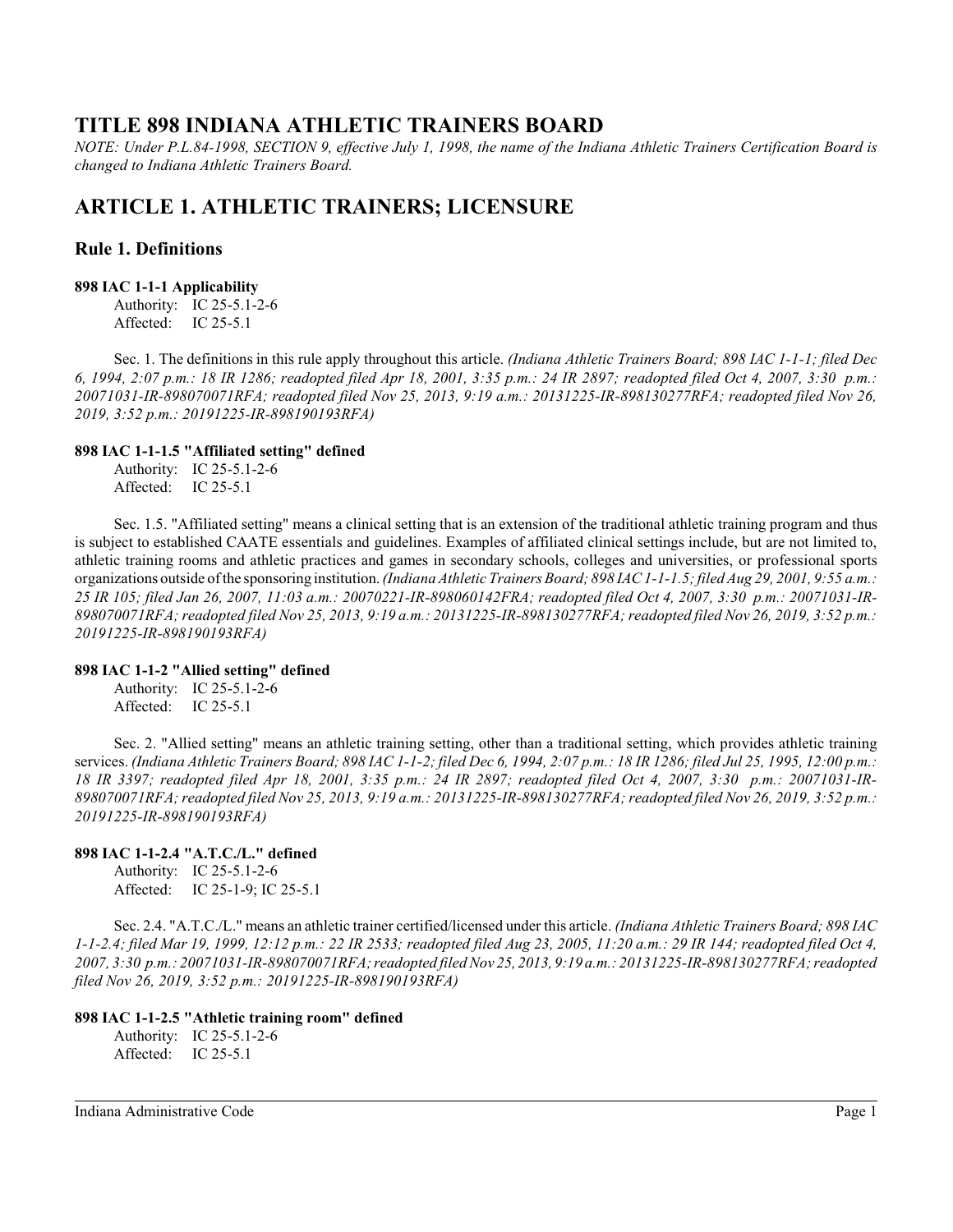# TITLE 898 INDIANA ATHLETIC TRAINERS BOARD

*NOTE: Under P.L.84-1998, SECTION 9, effective July 1, 1998, the name of the Indiana Athletic Trainers Certification Board is changed to Indiana Athletic Trainers Board.*

## ARTICLE 1. ATHLETIC TRAINERS; LICENSURE

### Rule 1. Definitions

**898 IAC 1-1-1 Applicability**

Authority: IC 25-5.1-2-6
Affected: IC 25-5.1

Sec. 1. The definitions in this rule apply throughout this article. *(Indiana Athletic Trainers Board; 898 IAC 1-1-1; filed Dec 6, 1994, 2:07 p.m.: 18 IR 1286; readopted filed Apr 18, 2001, 3:35 p.m.: 24 IR 2897; readopted filed Oct 4, 2007, 3:30 p.m.: 20071031-IR-898070071RFA; readopted filed Nov 25, 2013, 9:19 a.m.: 20131225-IR-898130277RFA; readopted filed Nov 26, 2019, 3:52 p.m.: 20191225-IR-898190193RFA)*

**898 IAC 1-1-1.5 "Affiliated setting" defined**

Authority: IC 25-5.1-2-6
Affected: IC 25-5.1

Sec. 1.5. "Affiliated setting" means a clinical setting that is an extension of the traditional athletic training program and thus is subject to established CAATE essentials and guidelines. Examples of affiliated clinical settings include, but are not limited to, athletic training rooms and athletic practices and games in secondary schools, colleges and universities, or professional sports organizations outside of the sponsoring institution. *(Indiana Athletic Trainers Board; 898 IAC 1-1-1.5; filed Aug 29, 2001, 9:55 a.m.: 25 IR 105; filed Jan 26, 2007, 11:03 a.m.: 20070221-IR-898060142FRA; readopted filed Oct 4, 2007, 3:30 p.m.: 20071031-IR-898070071RFA; readopted filed Nov 25, 2013, 9:19 a.m.: 20131225-IR-898130277RFA; readopted filed Nov 26, 2019, 3:52 p.m.: 20191225-IR-898190193RFA)*

**898 IAC 1-1-2 "Allied setting" defined**

Authority: IC 25-5.1-2-6
Affected: IC 25-5.1

Sec. 2. "Allied setting" means an athletic training setting, other than a traditional setting, which provides athletic training services. *(Indiana Athletic Trainers Board; 898 IAC 1-1-2; filed Dec 6, 1994, 2:07 p.m.: 18 IR 1286; filed Jul 25, 1995, 12:00 p.m.: 18 IR 3397; readopted filed Apr 18, 2001, 3:35 p.m.: 24 IR 2897; readopted filed Oct 4, 2007, 3:30 p.m.: 20071031-IR-898070071RFA; readopted filed Nov 25, 2013, 9:19 a.m.: 20131225-IR-898130277RFA; readopted filed Nov 26, 2019, 3:52 p.m.: 20191225-IR-898190193RFA)*

**898 IAC 1-1-2.4 "A.T.C./L." defined**

Authority: IC 25-5.1-2-6
Affected: IC 25-1-9; IC 25-5.1

Sec. 2.4. "A.T.C./L." means an athletic trainer certified/licensed under this article. *(Indiana Athletic Trainers Board; 898 IAC 1-1-2.4; filed Mar 19, 1999, 12:12 p.m.: 22 IR 2533; readopted filed Aug 23, 2005, 11:20 a.m.: 29 IR 144; readopted filed Oct 4, 2007, 3:30 p.m.: 20071031-IR-898070071RFA; readopted filed Nov 25, 2013, 9:19 a.m.: 20131225-IR-898130277RFA; readopted filed Nov 26, 2019, 3:52 p.m.: 20191225-IR-898190193RFA)*

**898 IAC 1-1-2.5 "Athletic training room" defined**

Authority: IC 25-5.1-2-6
Affected: IC 25-5.1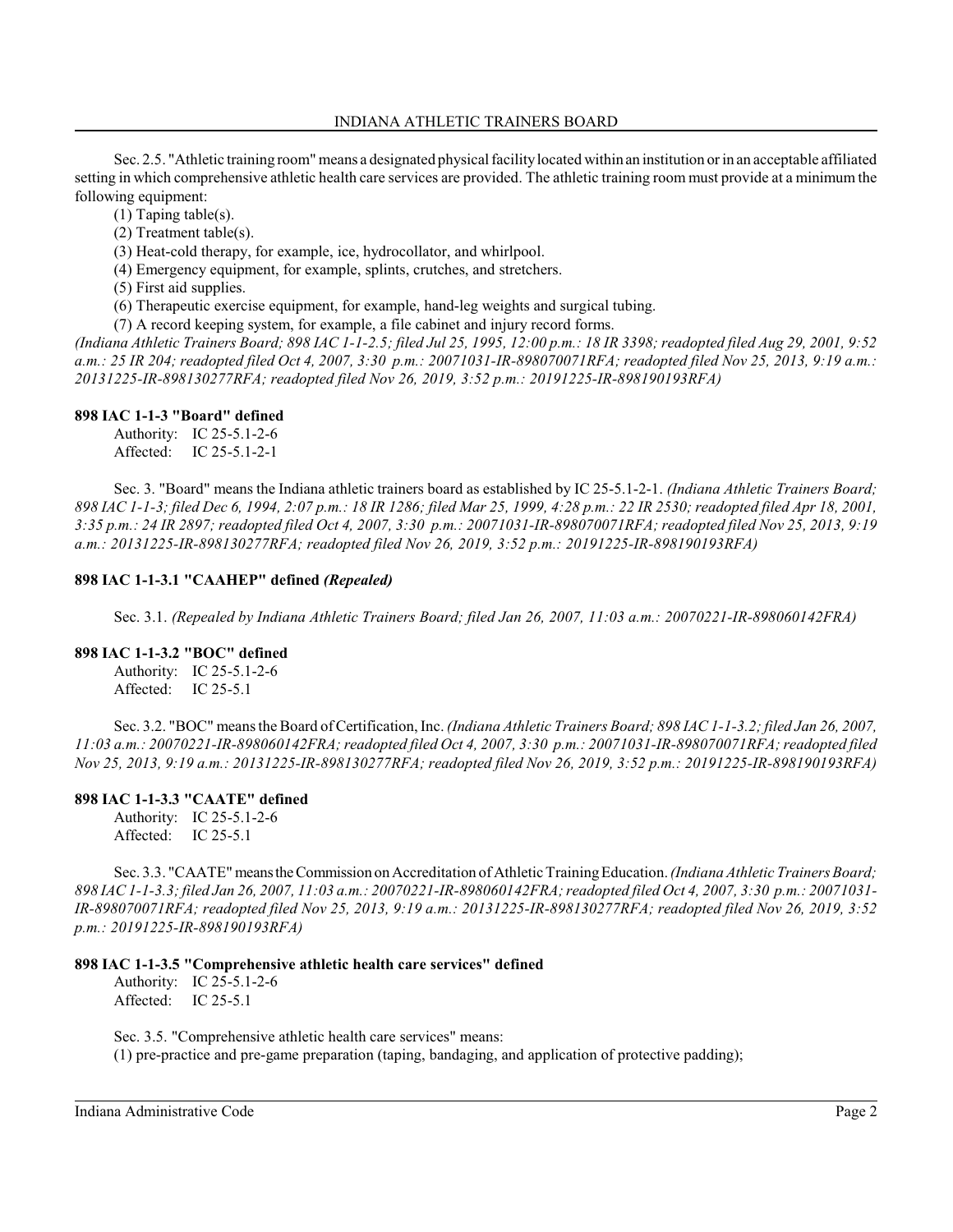Sec. 2.5. "Athletic training room" means a designated physical facility located within an institution or in an acceptable affiliated setting in which comprehensive athletic health care services are provided. The athletic training room must provide at a minimum the following equipment:

(1) Taping table(s).

(2) Treatment table(s).

(3) Heat-cold therapy, for example, ice, hydrocollator, and whirlpool.

(4) Emergency equipment, for example, splints, crutches, and stretchers.

(5) First aid supplies.

(6) Therapeutic exercise equipment, for example, hand-leg weights and surgical tubing.

(7) A record keeping system, for example, a file cabinet and injury record forms.

*(Indiana Athletic Trainers Board; 898 IAC 1-1-2.5; filed Jul 25, 1995, 12:00 p.m.: 18 IR 3398; readopted filed Aug 29, 2001, 9:52 a.m.: 25 IR 204; readopted filed Oct 4, 2007, 3:30 p.m.: 20071031-IR-898070071RFA; readopted filed Nov 25, 2013, 9:19 a.m.: 20131225-IR-898130277RFA; readopted filed Nov 26, 2019, 3:52 p.m.: 20191225-IR-898190193RFA)*

### 898 IAC 1-1-3 "Board" defined

Authority: IC 25-5.1-2-6
Affected: IC 25-5.1-2-1

Sec. 3. "Board" means the Indiana athletic trainers board as established by IC 25-5.1-2-1. *(Indiana Athletic Trainers Board; 898 IAC 1-1-3; filed Dec 6, 1994, 2:07 p.m.: 18 IR 1286; filed Mar 25, 1999, 4:28 p.m.: 22 IR 2530; readopted filed Apr 18, 2001, 3:35 p.m.: 24 IR 2897; readopted filed Oct 4, 2007, 3:30 p.m.: 20071031-IR-898070071RFA; readopted filed Nov 25, 2013, 9:19 a.m.: 20131225-IR-898130277RFA; readopted filed Nov 26, 2019, 3:52 p.m.: 20191225-IR-898190193RFA)*

### 898 IAC 1-1-3.1 "CAAHEP" defined *(Repealed)*

Sec. 3.1. *(Repealed by Indiana Athletic Trainers Board; filed Jan 26, 2007, 11:03 a.m.: 20070221-IR-898060142FRA)*

### 898 IAC 1-1-3.2 "BOC" defined

Authority: IC 25-5.1-2-6
Affected: IC 25-5.1

Sec. 3.2. "BOC" means the Board of Certification, Inc. *(Indiana Athletic Trainers Board; 898 IAC 1-1-3.2; filed Jan 26, 2007, 11:03 a.m.: 20070221-IR-898060142FRA; readopted filed Oct 4, 2007, 3:30 p.m.: 20071031-IR-898070071RFA; readopted filed Nov 25, 2013, 9:19 a.m.: 20131225-IR-898130277RFA; readopted filed Nov 26, 2019, 3:52 p.m.: 20191225-IR-898190193RFA)*

### 898 IAC 1-1-3.3 "CAATE" defined

Authority: IC 25-5.1-2-6
Affected: IC 25-5.1

Sec. 3.3. "CAATE" means the Commission on Accreditation of Athletic Training Education. *(Indiana Athletic Trainers Board; 898 IAC 1-1-3.3; filed Jan 26, 2007, 11:03 a.m.: 20070221-IR-898060142FRA; readopted filed Oct 4, 2007, 3:30 p.m.: 20071031-IR-898070071RFA; readopted filed Nov 25, 2013, 9:19 a.m.: 20131225-IR-898130277RFA; readopted filed Nov 26, 2019, 3:52 p.m.: 20191225-IR-898190193RFA)*

### 898 IAC 1-1-3.5 "Comprehensive athletic health care services" defined

Authority: IC 25-5.1-2-6
Affected: IC 25-5.1

Sec. 3.5. "Comprehensive athletic health care services" means:

(1) pre-practice and pre-game preparation (taping, bandaging, and application of protective padding);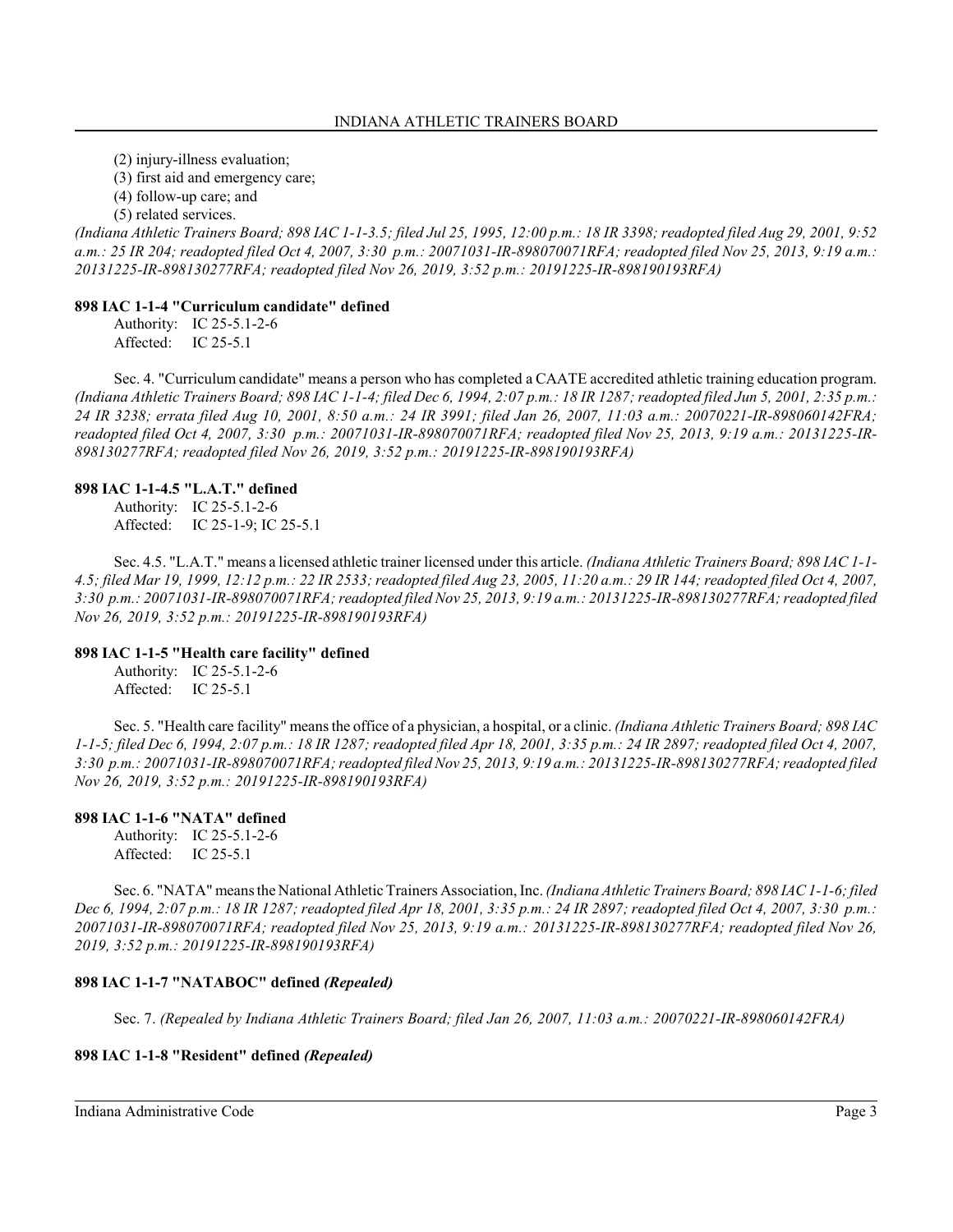(2) injury-illness evaluation;
(3) first aid and emergency care;
(4) follow-up care; and
(5) related services.

*(Indiana Athletic Trainers Board; 898 IAC 1-1-3.5; filed Jul 25, 1995, 12:00 p.m.: 18 IR 3398; readopted filed Aug 29, 2001, 9:52 a.m.: 25 IR 204; readopted filed Oct 4, 2007, 3:30 p.m.: 20071031-IR-898070071RFA; readopted filed Nov 25, 2013, 9:19 a.m.: 20131225-IR-898130277RFA; readopted filed Nov 26, 2019, 3:52 p.m.: 20191225-IR-898190193RFA)*

### 898 IAC 1-1-4 "Curriculum candidate" defined

Authority: IC 25-5.1-2-6
Affected: IC 25-5.1

Sec. 4. "Curriculum candidate" means a person who has completed a CAATE accredited athletic training education program. *(Indiana Athletic Trainers Board; 898 IAC 1-1-4; filed Dec 6, 1994, 2:07 p.m.: 18 IR 1287; readopted filed Jun 5, 2001, 2:35 p.m.: 24 IR 3238; errata filed Aug 10, 2001, 8:50 a.m.: 24 IR 3991; filed Jan 26, 2007, 11:03 a.m.: 20070221-IR-898060142FRA; readopted filed Oct 4, 2007, 3:30 p.m.: 20071031-IR-898070071RFA; readopted filed Nov 25, 2013, 9:19 a.m.: 20131225-IR-898130277RFA; readopted filed Nov 26, 2019, 3:52 p.m.: 20191225-IR-898190193RFA)*

### 898 IAC 1-1-4.5 "L.A.T." defined

Authority: IC 25-5.1-2-6
Affected: IC 25-1-9; IC 25-5.1

Sec. 4.5. "L.A.T." means a licensed athletic trainer licensed under this article. *(Indiana Athletic Trainers Board; 898 IAC 1-1-4.5; filed Mar 19, 1999, 12:12 p.m.: 22 IR 2533; readopted filed Aug 23, 2005, 11:20 a.m.: 29 IR 144; readopted filed Oct 4, 2007, 3:30 p.m.: 20071031-IR-898070071RFA; readopted filed Nov 25, 2013, 9:19 a.m.: 20131225-IR-898130277RFA; readopted filed Nov 26, 2019, 3:52 p.m.: 20191225-IR-898190193RFA)*

### 898 IAC 1-1-5 "Health care facility" defined

Authority: IC 25-5.1-2-6
Affected: IC 25-5.1

Sec. 5. "Health care facility" means the office of a physician, a hospital, or a clinic. *(Indiana Athletic Trainers Board; 898 IAC 1-1-5; filed Dec 6, 1994, 2:07 p.m.: 18 IR 1287; readopted filed Apr 18, 2001, 3:35 p.m.: 24 IR 2897; readopted filed Oct 4, 2007, 3:30 p.m.: 20071031-IR-898070071RFA; readopted filed Nov 25, 2013, 9:19 a.m.: 20131225-IR-898130277RFA; readopted filed Nov 26, 2019, 3:52 p.m.: 20191225-IR-898190193RFA)*

### 898 IAC 1-1-6 "NATA" defined

Authority: IC 25-5.1-2-6
Affected: IC 25-5.1

Sec. 6. "NATA" means the National Athletic Trainers Association, Inc. *(Indiana Athletic Trainers Board; 898 IAC 1-1-6; filed Dec 6, 1994, 2:07 p.m.: 18 IR 1287; readopted filed Apr 18, 2001, 3:35 p.m.: 24 IR 2897; readopted filed Oct 4, 2007, 3:30 p.m.: 20071031-IR-898070071RFA; readopted filed Nov 25, 2013, 9:19 a.m.: 20131225-IR-898130277RFA; readopted filed Nov 26, 2019, 3:52 p.m.: 20191225-IR-898190193RFA)*

### 898 IAC 1-1-7 "NATABOC" defined *(Repealed)*

Sec. 7. *(Repealed by Indiana Athletic Trainers Board; filed Jan 26, 2007, 11:03 a.m.: 20070221-IR-898060142FRA)*

### 898 IAC 1-1-8 "Resident" defined *(Repealed)*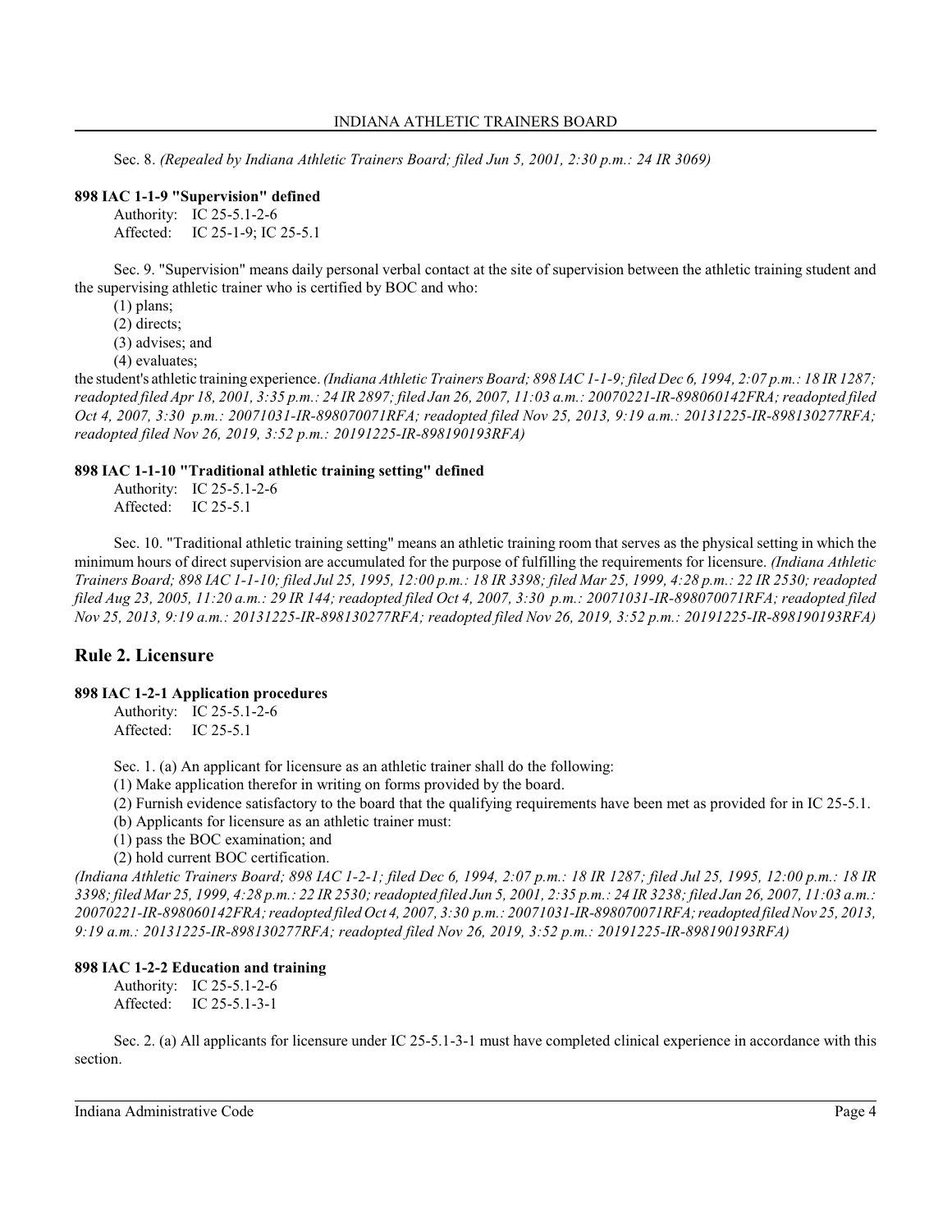Sec. 8. *(Repealed by Indiana Athletic Trainers Board; filed Jun 5, 2001, 2:30 p.m.: 24 IR 3069)*

**898 IAC 1-1-9 "Supervision" defined**

Authority: IC 25-5.1-2-6
Affected: IC 25-1-9; IC 25-5.1

Sec. 9. "Supervision" means daily personal verbal contact at the site of supervision between the athletic training student and the supervising athletic trainer who is certified by BOC and who:

(1) plans;
(2) directs;
(3) advises; and
(4) evaluates;

the student's athletic training experience. *(Indiana Athletic Trainers Board; 898 IAC 1-1-9; filed Dec 6, 1994, 2:07 p.m.: 18 IR 1287; readopted filed Apr 18, 2001, 3:35 p.m.: 24 IR 2897; filed Jan 26, 2007, 11:03 a.m.: 20070221-IR-898060142FRA; readopted filed Oct 4, 2007, 3:30 p.m.: 20071031-IR-898070071RFA; readopted filed Nov 25, 2013, 9:19 a.m.: 20131225-IR-898130277RFA; readopted filed Nov 26, 2019, 3:52 p.m.: 20191225-IR-898190193RFA)*

**898 IAC 1-1-10 "Traditional athletic training setting" defined**

Authority: IC 25-5.1-2-6
Affected: IC 25-5.1

Sec. 10. "Traditional athletic training setting" means an athletic training room that serves as the physical setting in which the minimum hours of direct supervision are accumulated for the purpose of fulfilling the requirements for licensure. *(Indiana Athletic Trainers Board; 898 IAC 1-1-10; filed Jul 25, 1995, 12:00 p.m.: 18 IR 3398; filed Mar 25, 1999, 4:28 p.m.: 22 IR 2530; readopted filed Aug 23, 2005, 11:20 a.m.: 29 IR 144; readopted filed Oct 4, 2007, 3:30 p.m.: 20071031-IR-898070071RFA; readopted filed Nov 25, 2013, 9:19 a.m.: 20131225-IR-898130277RFA; readopted filed Nov 26, 2019, 3:52 p.m.: 20191225-IR-898190193RFA)*

## Rule 2. Licensure

**898 IAC 1-2-1 Application procedures**

Authority: IC 25-5.1-2-6
Affected: IC 25-5.1

Sec. 1. (a) An applicant for licensure as an athletic trainer shall do the following:

(1) Make application therefor in writing on forms provided by the board.
(2) Furnish evidence satisfactory to the board that the qualifying requirements have been met as provided for in IC 25-5.1.

(b) Applicants for licensure as an athletic trainer must:

(1) pass the BOC examination; and
(2) hold current BOC certification.

*(Indiana Athletic Trainers Board; 898 IAC 1-2-1; filed Dec 6, 1994, 2:07 p.m.: 18 IR 1287; filed Jul 25, 1995, 12:00 p.m.: 18 IR 3398; filed Mar 25, 1999, 4:28 p.m.: 22 IR 2530; readopted filed Jun 5, 2001, 2:35 p.m.: 24 IR 3238; filed Jan 26, 2007, 11:03 a.m.: 20070221-IR-898060142FRA; readopted filed Oct 4, 2007, 3:30 p.m.: 20071031-IR-898070071RFA; readopted filed Nov 25, 2013, 9:19 a.m.: 20131225-IR-898130277RFA; readopted filed Nov 26, 2019, 3:52 p.m.: 20191225-IR-898190193RFA)*

**898 IAC 1-2-2 Education and training**

Authority: IC 25-5.1-2-6
Affected: IC 25-5.1-3-1

Sec. 2. (a) All applicants for licensure under IC 25-5.1-3-1 must have completed clinical experience in accordance with this section.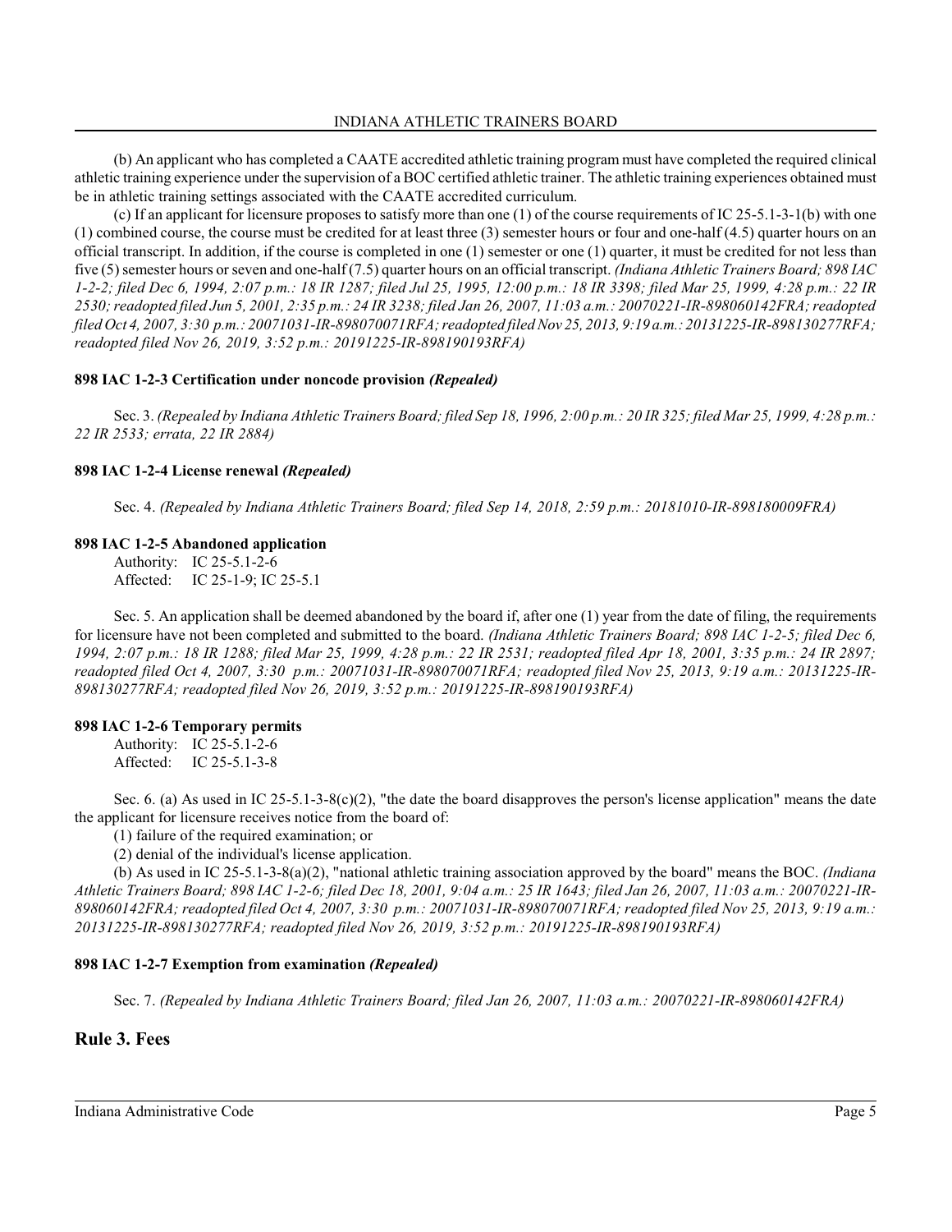(b) An applicant who has completed a CAATE accredited athletic training program must have completed the required clinical athletic training experience under the supervision of a BOC certified athletic trainer. The athletic training experiences obtained must be in athletic training settings associated with the CAATE accredited curriculum.

(c) If an applicant for licensure proposes to satisfy more than one (1) of the course requirements of IC 25-5.1-3-1(b) with one (1) combined course, the course must be credited for at least three (3) semester hours or four and one-half (4.5) quarter hours on an official transcript. In addition, if the course is completed in one (1) semester or one (1) quarter, it must be credited for not less than five (5) semester hours or seven and one-half (7.5) quarter hours on an official transcript. *(Indiana Athletic Trainers Board; 898 IAC 1-2-2; filed Dec 6, 1994, 2:07 p.m.: 18 IR 1287; filed Jul 25, 1995, 12:00 p.m.: 18 IR 3398; filed Mar 25, 1999, 4:28 p.m.: 22 IR 2530; readopted filed Jun 5, 2001, 2:35 p.m.: 24 IR 3238; filed Jan 26, 2007, 11:03 a.m.: 20070221-IR-898060142FRA; readopted filed Oct 4, 2007, 3:30 p.m.: 20071031-IR-898070071RFA; readopted filed Nov 25, 2013, 9:19 a.m.: 20131225-IR-898130277RFA; readopted filed Nov 26, 2019, 3:52 p.m.: 20191225-IR-898190193RFA)*

#### 898 IAC 1-2-3 Certification under noncode provision *(Repealed)*

Sec. 3. *(Repealed by Indiana Athletic Trainers Board; filed Sep 18, 1996, 2:00 p.m.: 20 IR 325; filed Mar 25, 1999, 4:28 p.m.: 22 IR 2533; errata, 22 IR 2884)*

#### 898 IAC 1-2-4 License renewal *(Repealed)*

Sec. 4. *(Repealed by Indiana Athletic Trainers Board; filed Sep 14, 2018, 2:59 p.m.: 20181010-IR-898180009FRA)*

#### 898 IAC 1-2-5 Abandoned application

Authority: IC 25-5.1-2-6
Affected: IC 25-1-9; IC 25-5.1

Sec. 5. An application shall be deemed abandoned by the board if, after one (1) year from the date of filing, the requirements for licensure have not been completed and submitted to the board. *(Indiana Athletic Trainers Board; 898 IAC 1-2-5; filed Dec 6, 1994, 2:07 p.m.: 18 IR 1288; filed Mar 25, 1999, 4:28 p.m.: 22 IR 2531; readopted filed Apr 18, 2001, 3:35 p.m.: 24 IR 2897; readopted filed Oct 4, 2007, 3:30 p.m.: 20071031-IR-898070071RFA; readopted filed Nov 25, 2013, 9:19 a.m.: 20131225-IR-898130277RFA; readopted filed Nov 26, 2019, 3:52 p.m.: 20191225-IR-898190193RFA)*

#### 898 IAC 1-2-6 Temporary permits

Authority: IC 25-5.1-2-6
Affected: IC 25-5.1-3-8

Sec. 6. (a) As used in IC 25-5.1-3-8(c)(2), "the date the board disapproves the person's license application" means the date the applicant for licensure receives notice from the board of:

(1) failure of the required examination; or
(2) denial of the individual's license application.

(b) As used in IC 25-5.1-3-8(a)(2), "national athletic training association approved by the board" means the BOC. *(Indiana Athletic Trainers Board; 898 IAC 1-2-6; filed Dec 18, 2001, 9:04 a.m.: 25 IR 1643; filed Jan 26, 2007, 11:03 a.m.: 20070221-IR-898060142FRA; readopted filed Oct 4, 2007, 3:30 p.m.: 20071031-IR-898070071RFA; readopted filed Nov 25, 2013, 9:19 a.m.: 20131225-IR-898130277RFA; readopted filed Nov 26, 2019, 3:52 p.m.: 20191225-IR-898190193RFA)*

#### 898 IAC 1-2-7 Exemption from examination *(Repealed)*

Sec. 7. *(Repealed by Indiana Athletic Trainers Board; filed Jan 26, 2007, 11:03 a.m.: 20070221-IR-898060142FRA)*

## Rule 3. Fees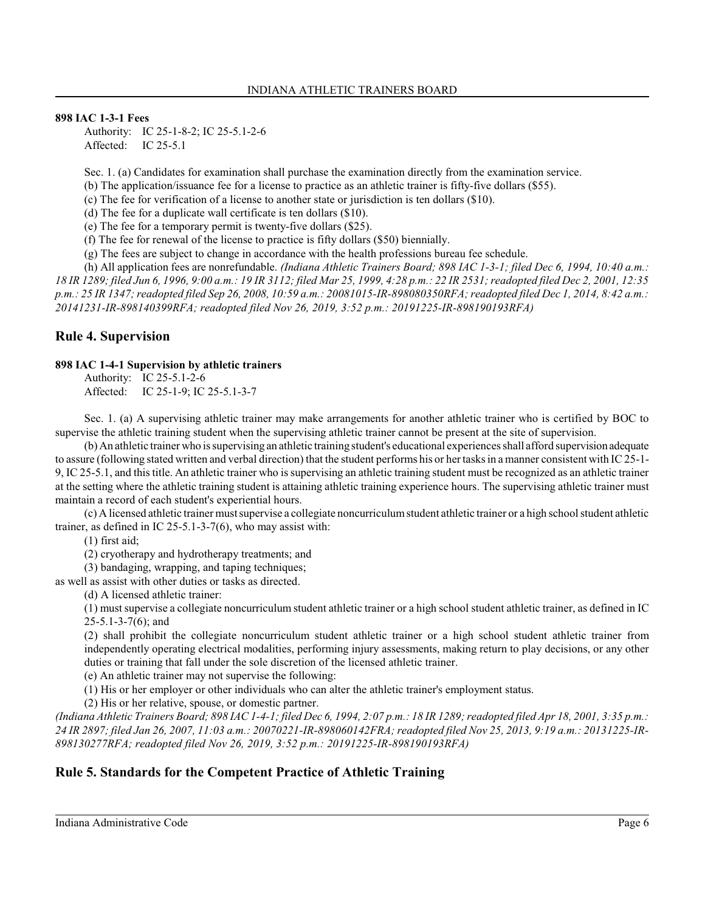**898 IAC 1-3-1 Fees**

Authority: IC 25-1-8-2; IC 25-5.1-2-6
Affected: IC 25-5.1

Sec. 1. (a) Candidates for examination shall purchase the examination directly from the examination service.

(b) The application/issuance fee for a license to practice as an athletic trainer is fifty-five dollars ($55).

(c) The fee for verification of a license to another state or jurisdiction is ten dollars ($10).

(d) The fee for a duplicate wall certificate is ten dollars ($10).

(e) The fee for a temporary permit is twenty-five dollars ($25).

(f) The fee for renewal of the license to practice is fifty dollars ($50) biennially.

(g) The fees are subject to change in accordance with the health professions bureau fee schedule.

(h) All application fees are nonrefundable. *(Indiana Athletic Trainers Board; 898 IAC 1-3-1; filed Dec 6, 1994, 10:40 a.m.: 18 IR 1289; filed Jun 6, 1996, 9:00 a.m.: 19 IR 3112; filed Mar 25, 1999, 4:28 p.m.: 22 IR 2531; readopted filed Dec 2, 2001, 12:35 p.m.: 25 IR 1347; readopted filed Sep 26, 2008, 10:59 a.m.: 20081015-IR-898080350RFA; readopted filed Dec 1, 2014, 8:42 a.m.: 20141231-IR-898140399RFA; readopted filed Nov 26, 2019, 3:52 p.m.: 20191225-IR-898190193RFA)*

## Rule 4. Supervision

**898 IAC 1-4-1 Supervision by athletic trainers**

Authority: IC 25-5.1-2-6
Affected: IC 25-1-9; IC 25-5.1-3-7

Sec. 1. (a) A supervising athletic trainer may make arrangements for another athletic trainer who is certified by BOC to supervise the athletic training student when the supervising athletic trainer cannot be present at the site of supervision.

(b) An athletic trainer who is supervising an athletic training student's educational experiences shall afford supervision adequate to assure (following stated written and verbal direction) that the student performs his or her tasks in a manner consistent with IC 25-1-9, IC 25-5.1, and this title. An athletic trainer who is supervising an athletic training student must be recognized as an athletic trainer at the setting where the athletic training student is attaining athletic training experience hours. The supervising athletic trainer must maintain a record of each student's experiential hours.

(c) A licensed athletic trainer must supervise a collegiate noncurriculum student athletic trainer or a high school student athletic trainer, as defined in IC 25-5.1-3-7(6), who may assist with:

(1) first aid;

(2) cryotherapy and hydrotherapy treatments; and

(3) bandaging, wrapping, and taping techniques;

as well as assist with other duties or tasks as directed.

(d) A licensed athletic trainer:

(1) must supervise a collegiate noncurriculum student athletic trainer or a high school student athletic trainer, as defined in IC 25-5.1-3-7(6); and

(2) shall prohibit the collegiate noncurriculum student athletic trainer or a high school student athletic trainer from independently operating electrical modalities, performing injury assessments, making return to play decisions, or any other duties or training that fall under the sole discretion of the licensed athletic trainer.

(e) An athletic trainer may not supervise the following:

(1) His or her employer or other individuals who can alter the athletic trainer's employment status.

(2) His or her relative, spouse, or domestic partner.

*(Indiana Athletic Trainers Board; 898 IAC 1-4-1; filed Dec 6, 1994, 2:07 p.m.: 18 IR 1289; readopted filed Apr 18, 2001, 3:35 p.m.: 24 IR 2897; filed Jan 26, 2007, 11:03 a.m.: 20070221-IR-898060142FRA; readopted filed Nov 25, 2013, 9:19 a.m.: 20131225-IR-898130277RFA; readopted filed Nov 26, 2019, 3:52 p.m.: 20191225-IR-898190193RFA)*

## Rule 5. Standards for the Competent Practice of Athletic Training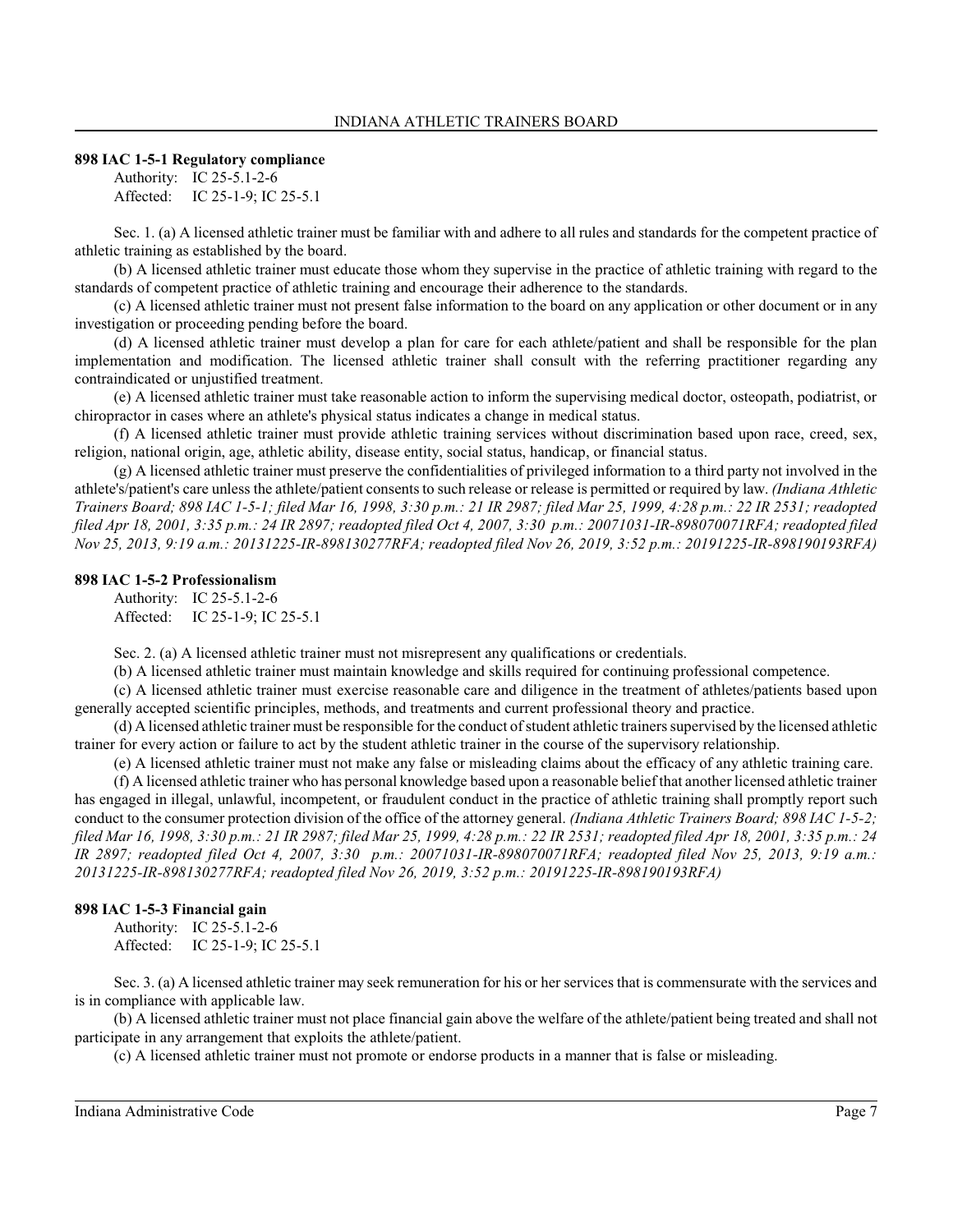**898 IAC 1-5-1 Regulatory compliance**

Authority: IC 25-5.1-2-6
Affected: IC 25-1-9; IC 25-5.1

Sec. 1. (a) A licensed athletic trainer must be familiar with and adhere to all rules and standards for the competent practice of athletic training as established by the board.

(b) A licensed athletic trainer must educate those whom they supervise in the practice of athletic training with regard to the standards of competent practice of athletic training and encourage their adherence to the standards.

(c) A licensed athletic trainer must not present false information to the board on any application or other document or in any investigation or proceeding pending before the board.

(d) A licensed athletic trainer must develop a plan for care for each athlete/patient and shall be responsible for the plan implementation and modification. The licensed athletic trainer shall consult with the referring practitioner regarding any contraindicated or unjustified treatment.

(e) A licensed athletic trainer must take reasonable action to inform the supervising medical doctor, osteopath, podiatrist, or chiropractor in cases where an athlete's physical status indicates a change in medical status.

(f) A licensed athletic trainer must provide athletic training services without discrimination based upon race, creed, sex, religion, national origin, age, athletic ability, disease entity, social status, handicap, or financial status.

(g) A licensed athletic trainer must preserve the confidentialities of privileged information to a third party not involved in the athlete's/patient's care unless the athlete/patient consents to such release or release is permitted or required by law. *(Indiana Athletic Trainers Board; 898 IAC 1-5-1; filed Mar 16, 1998, 3:30 p.m.: 21 IR 2987; filed Mar 25, 1999, 4:28 p.m.: 22 IR 2531; readopted filed Apr 18, 2001, 3:35 p.m.: 24 IR 2897; readopted filed Oct 4, 2007, 3:30 p.m.: 20071031-IR-898070071RFA; readopted filed Nov 25, 2013, 9:19 a.m.: 20131225-IR-898130277RFA; readopted filed Nov 26, 2019, 3:52 p.m.: 20191225-IR-898190193RFA)*

**898 IAC 1-5-2 Professionalism**

Authority: IC 25-5.1-2-6
Affected: IC 25-1-9; IC 25-5.1

Sec. 2. (a) A licensed athletic trainer must not misrepresent any qualifications or credentials.

(b) A licensed athletic trainer must maintain knowledge and skills required for continuing professional competence.

(c) A licensed athletic trainer must exercise reasonable care and diligence in the treatment of athletes/patients based upon generally accepted scientific principles, methods, and treatments and current professional theory and practice.

(d) A licensed athletic trainer must be responsible for the conduct of student athletic trainers supervised by the licensed athletic trainer for every action or failure to act by the student athletic trainer in the course of the supervisory relationship.

(e) A licensed athletic trainer must not make any false or misleading claims about the efficacy of any athletic training care.

(f) A licensed athletic trainer who has personal knowledge based upon a reasonable belief that another licensed athletic trainer has engaged in illegal, unlawful, incompetent, or fraudulent conduct in the practice of athletic training shall promptly report such conduct to the consumer protection division of the office of the attorney general. *(Indiana Athletic Trainers Board; 898 IAC 1-5-2; filed Mar 16, 1998, 3:30 p.m.: 21 IR 2987; filed Mar 25, 1999, 4:28 p.m.: 22 IR 2531; readopted filed Apr 18, 2001, 3:35 p.m.: 24 IR 2897; readopted filed Oct 4, 2007, 3:30 p.m.: 20071031-IR-898070071RFA; readopted filed Nov 25, 2013, 9:19 a.m.: 20131225-IR-898130277RFA; readopted filed Nov 26, 2019, 3:52 p.m.: 20191225-IR-898190193RFA)*

**898 IAC 1-5-3 Financial gain**

Authority: IC 25-5.1-2-6
Affected: IC 25-1-9; IC 25-5.1

Sec. 3. (a) A licensed athletic trainer may seek remuneration for his or her services that is commensurate with the services and is in compliance with applicable law.

(b) A licensed athletic trainer must not place financial gain above the welfare of the athlete/patient being treated and shall not participate in any arrangement that exploits the athlete/patient.

(c) A licensed athletic trainer must not promote or endorse products in a manner that is false or misleading.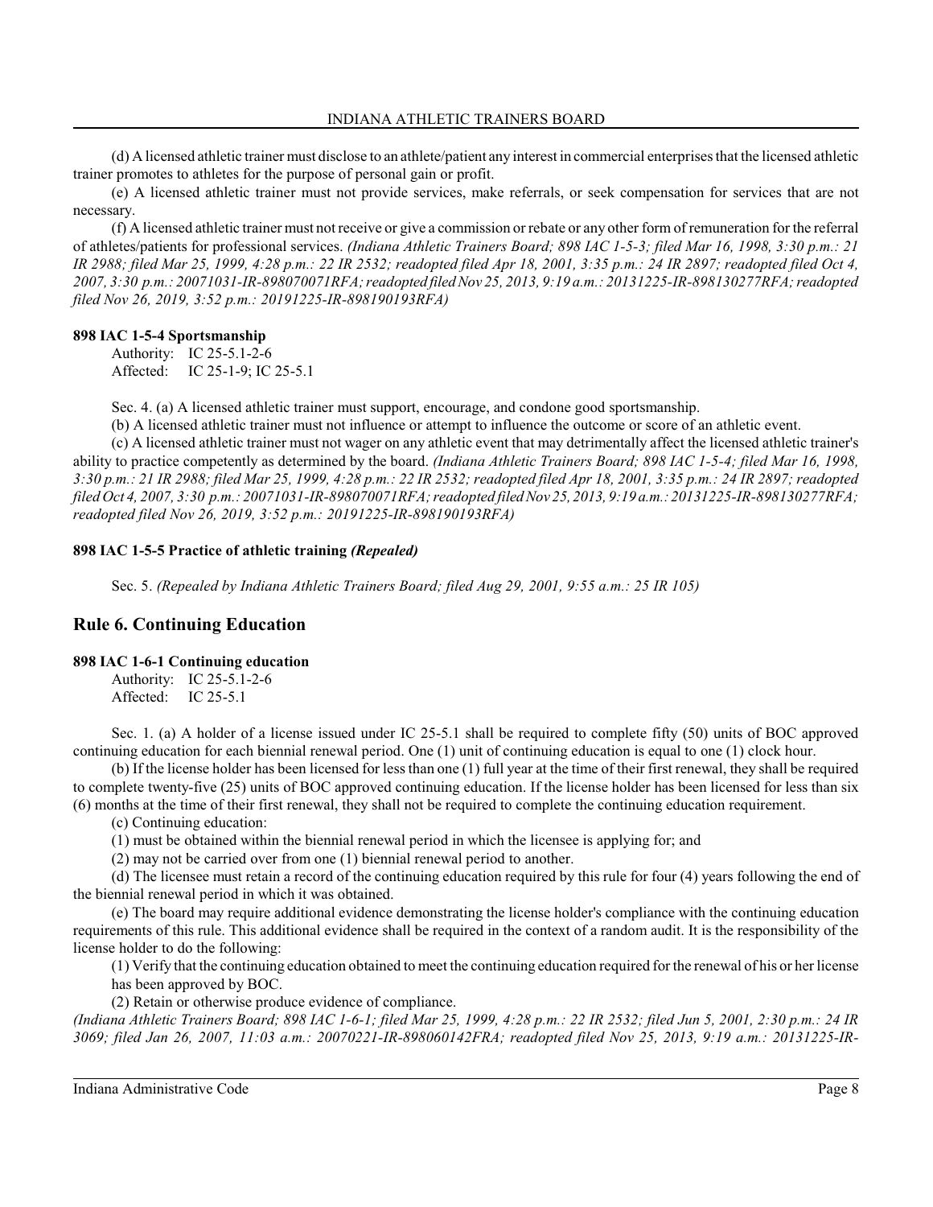(d) A licensed athletic trainer must disclose to an athlete/patient any interest in commercial enterprises that the licensed athletic trainer promotes to athletes for the purpose of personal gain or profit.

(e) A licensed athletic trainer must not provide services, make referrals, or seek compensation for services that are not necessary.

(f) A licensed athletic trainer must not receive or give a commission or rebate or any other form of remuneration for the referral of athletes/patients for professional services. *(Indiana Athletic Trainers Board; 898 IAC 1-5-3; filed Mar 16, 1998, 3:30 p.m.: 21 IR 2988; filed Mar 25, 1999, 4:28 p.m.: 22 IR 2532; readopted filed Apr 18, 2001, 3:35 p.m.: 24 IR 2897; readopted filed Oct 4, 2007, 3:30 p.m.: 20071031-IR-898070071RFA; readopted filed Nov 25, 2013, 9:19 a.m.: 20131225-IR-898130277RFA; readopted filed Nov 26, 2019, 3:52 p.m.: 20191225-IR-898190193RFA)*

#### 898 IAC 1-5-4 Sportsmanship

Authority: IC 25-5.1-2-6
Affected: IC 25-1-9; IC 25-5.1

Sec. 4. (a) A licensed athletic trainer must support, encourage, and condone good sportsmanship.

(b) A licensed athletic trainer must not influence or attempt to influence the outcome or score of an athletic event.

(c) A licensed athletic trainer must not wager on any athletic event that may detrimentally affect the licensed athletic trainer's ability to practice competently as determined by the board. *(Indiana Athletic Trainers Board; 898 IAC 1-5-4; filed Mar 16, 1998, 3:30 p.m.: 21 IR 2988; filed Mar 25, 1999, 4:28 p.m.: 22 IR 2532; readopted filed Apr 18, 2001, 3:35 p.m.: 24 IR 2897; readopted filed Oct 4, 2007, 3:30 p.m.: 20071031-IR-898070071RFA; readopted filed Nov 25, 2013, 9:19 a.m.: 20131225-IR-898130277RFA; readopted filed Nov 26, 2019, 3:52 p.m.: 20191225-IR-898190193RFA)*

#### 898 IAC 1-5-5 Practice of athletic training *(Repealed)*

Sec. 5. *(Repealed by Indiana Athletic Trainers Board; filed Aug 29, 2001, 9:55 a.m.: 25 IR 105)*

## Rule 6. Continuing Education

#### 898 IAC 1-6-1 Continuing education

Authority: IC 25-5.1-2-6
Affected: IC 25-5.1

Sec. 1. (a) A holder of a license issued under IC 25-5.1 shall be required to complete fifty (50) units of BOC approved continuing education for each biennial renewal period. One (1) unit of continuing education is equal to one (1) clock hour.

(b) If the license holder has been licensed for less than one (1) full year at the time of their first renewal, they shall be required to complete twenty-five (25) units of BOC approved continuing education. If the license holder has been licensed for less than six (6) months at the time of their first renewal, they shall not be required to complete the continuing education requirement.

(c) Continuing education:

(1) must be obtained within the biennial renewal period in which the licensee is applying for; and

(2) may not be carried over from one (1) biennial renewal period to another.

(d) The licensee must retain a record of the continuing education required by this rule for four (4) years following the end of the biennial renewal period in which it was obtained.

(e) The board may require additional evidence demonstrating the license holder's compliance with the continuing education requirements of this rule. This additional evidence shall be required in the context of a random audit. It is the responsibility of the license holder to do the following:

(1) Verify that the continuing education obtained to meet the continuing education required for the renewal of his or her license has been approved by BOC.

(2) Retain or otherwise produce evidence of compliance.

*(Indiana Athletic Trainers Board; 898 IAC 1-6-1; filed Mar 25, 1999, 4:28 p.m.: 22 IR 2532; filed Jun 5, 2001, 2:30 p.m.: 24 IR 3069; filed Jan 26, 2007, 11:03 a.m.: 20070221-IR-898060142FRA; readopted filed Nov 25, 2013, 9:19 a.m.: 20131225-IR-*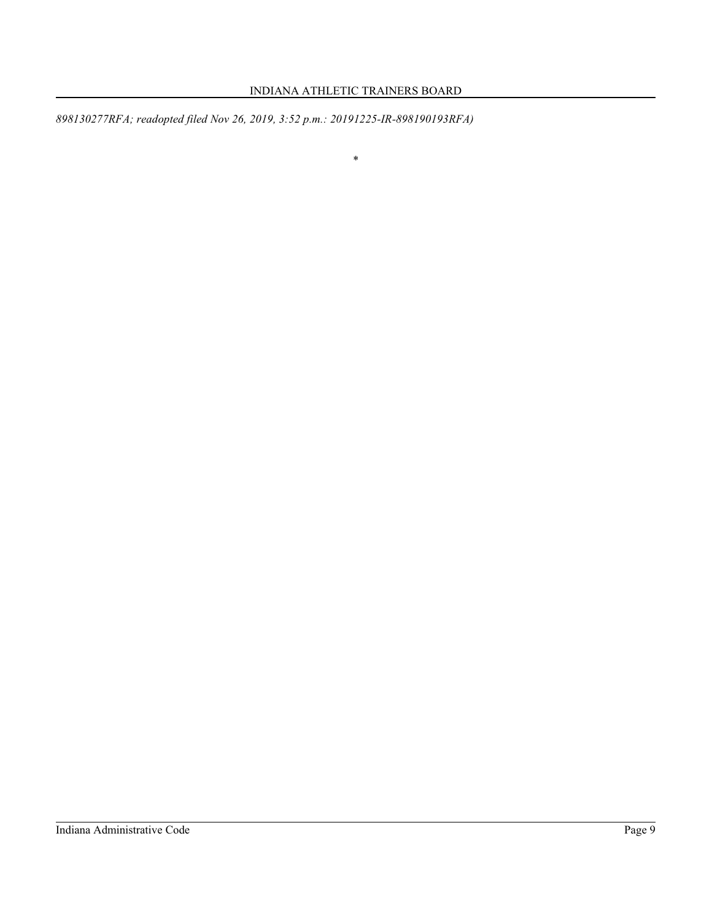*898130277RFA; readopted filed Nov 26, 2019, 3:52 p.m.: 20191225-IR-898190193RFA)*

*